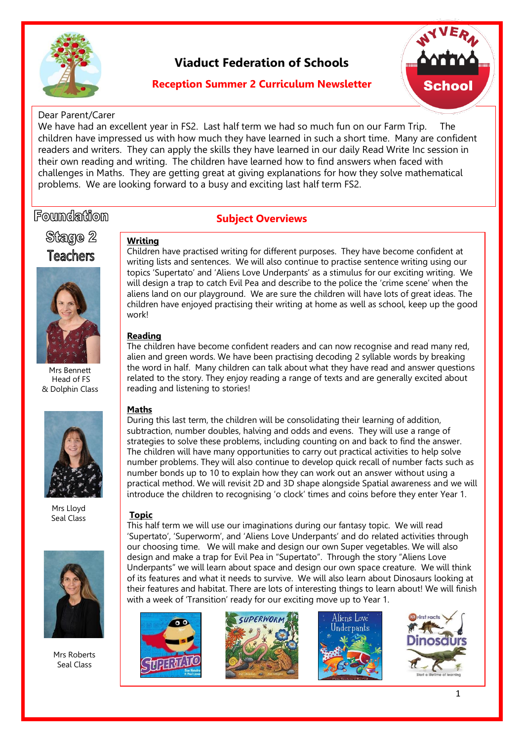# Viaduct Federation of Schools

## Reception Summer 2 Curriculum Newsletter

Dear Parent/Carer

We have had an excellent year in FS2. Last half term we had so much fun on our Farm Trip. The children have impressed us with how much they have learned in such a short time. Many are confident readers and writers. They can apply the skills they have learned in our daily Read Write Inc session in their own reading and writing. The children have learned how to find answers when faced with challenges in Maths. They are getting great at giving explanations for how they solve mathematical problems. We are looking forward to a busy and exciting last half term FS2.

## Foundation Stage 2 Teachers

Mrs Bennett
Head of FS
& Dolphin Class

Mrs Lloyd
Seal Class

Mrs Roberts
Seal Class

## Subject Overviews

### Writing

Children have practised writing for different purposes. They have become confident at writing lists and sentences. We will also continue to practise sentence writing using our topics 'Supertato' and 'Aliens Love Underpants' as a stimulus for our exciting writing. We will design a trap to catch Evil Pea and describe to the police the 'crime scene' when the aliens land on our playground. We are sure the children will have lots of great ideas. The children have enjoyed practising their writing at home as well as school, keep up the good work!

### Reading

The children have become confident readers and can now recognise and read many red, alien and green words. We have been practising decoding 2 syllable words by breaking the word in half. Many children can talk about what they have read and answer questions related to the story. They enjoy reading a range of texts and are generally excited about reading and listening to stories!

### Maths

During this last term, the children will be consolidating their learning of addition, subtraction, number doubles, halving and odds and evens. They will use a range of strategies to solve these problems, including counting on and back to find the answer. The children will have many opportunities to carry out practical activities to help solve number problems. They will also continue to develop quick recall of number facts such as number bonds up to 10 to explain how they can work out an answer without using a practical method. We will revisit 2D and 3D shape alongside Spatial awareness and we will introduce the children to recognising 'o clock' times and coins before they enter Year 1.

### Topic

This half term we will use our imaginations during our fantasy topic. We will read 'Supertato', 'Superworm', and 'Aliens Love Underpants' and do related activities through our choosing time. We will make and design our own Super vegetables. We will also design and make a trap for Evil Pea in "Supertato". Through the story "Aliens Love Underpants" we will learn about space and design our own space creature. We will think of its features and what it needs to survive. We will also learn about Dinosaurs looking at their features and habitat. There are lots of interesting things to learn about! We will finish with a week of 'Transition' ready for our exciting move up to Year 1.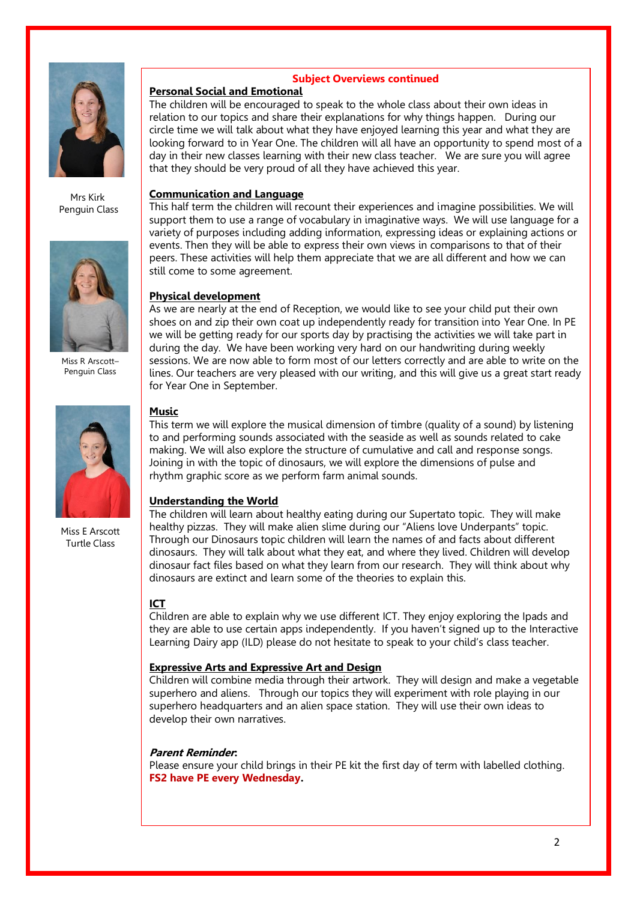Mrs Kirk
Penguin Class

Miss R Arscott–
Penguin Class

Miss E Arscott
Turtle Class

## Subject Overviews continued

### Personal Social and Emotional

The children will be encouraged to speak to the whole class about their own ideas in relation to our topics and share their explanations for why things happen. During our circle time we will talk about what they have enjoyed learning this year and what they are looking forward to in Year One. The children will all have an opportunity to spend most of a day in their new classes learning with their new class teacher. We are sure you will agree that they should be very proud of all they have achieved this year.

### Communication and Language

This half term the children will recount their experiences and imagine possibilities. We will support them to use a range of vocabulary in imaginative ways. We will use language for a variety of purposes including adding information, expressing ideas or explaining actions or events. Then they will be able to express their own views in comparisons to that of their peers. These activities will help them appreciate that we are all different and how we can still come to some agreement.

### Physical development

As we are nearly at the end of Reception, we would like to see your child put their own shoes on and zip their own coat up independently ready for transition into Year One. In PE we will be getting ready for our sports day by practising the activities we will take part in during the day. We have been working very hard on our handwriting during weekly sessions. We are now able to form most of our letters correctly and are able to write on the lines. Our teachers are very pleased with our writing, and this will give us a great start ready for Year One in September.

### Music

This term we will explore the musical dimension of timbre (quality of a sound) by listening to and performing sounds associated with the seaside as well as sounds related to cake making. We will also explore the structure of cumulative and call and response songs. Joining in with the topic of dinosaurs, we will explore the dimensions of pulse and rhythm graphic score as we perform farm animal sounds.

### Understanding the World

The children will learn about healthy eating during our Supertato topic. They will make healthy pizzas. They will make alien slime during our "Aliens love Underpants" topic. Through our Dinosaurs topic children will learn the names of and facts about different dinosaurs. They will talk about what they eat, and where they lived. Children will develop dinosaur fact files based on what they learn from our research. They will think about why dinosaurs are extinct and learn some of the theories to explain this.

### ICT

Children are able to explain why we use different ICT. They enjoy exploring the Ipads and they are able to use certain apps independently. If you haven't signed up to the Interactive Learning Dairy app (ILD) please do not hesitate to speak to your child's class teacher.

### Expressive Arts and Expressive Art and Design

Children will combine media through their artwork. They will design and make a vegetable superhero and aliens. Through our topics they will experiment with role playing in our superhero headquarters and an alien space station. They will use their own ideas to develop their own narratives.

***Parent Reminder:***

Please ensure your child brings in their PE kit the first day of term with labelled clothing. **FS2 have PE every Wednesday.**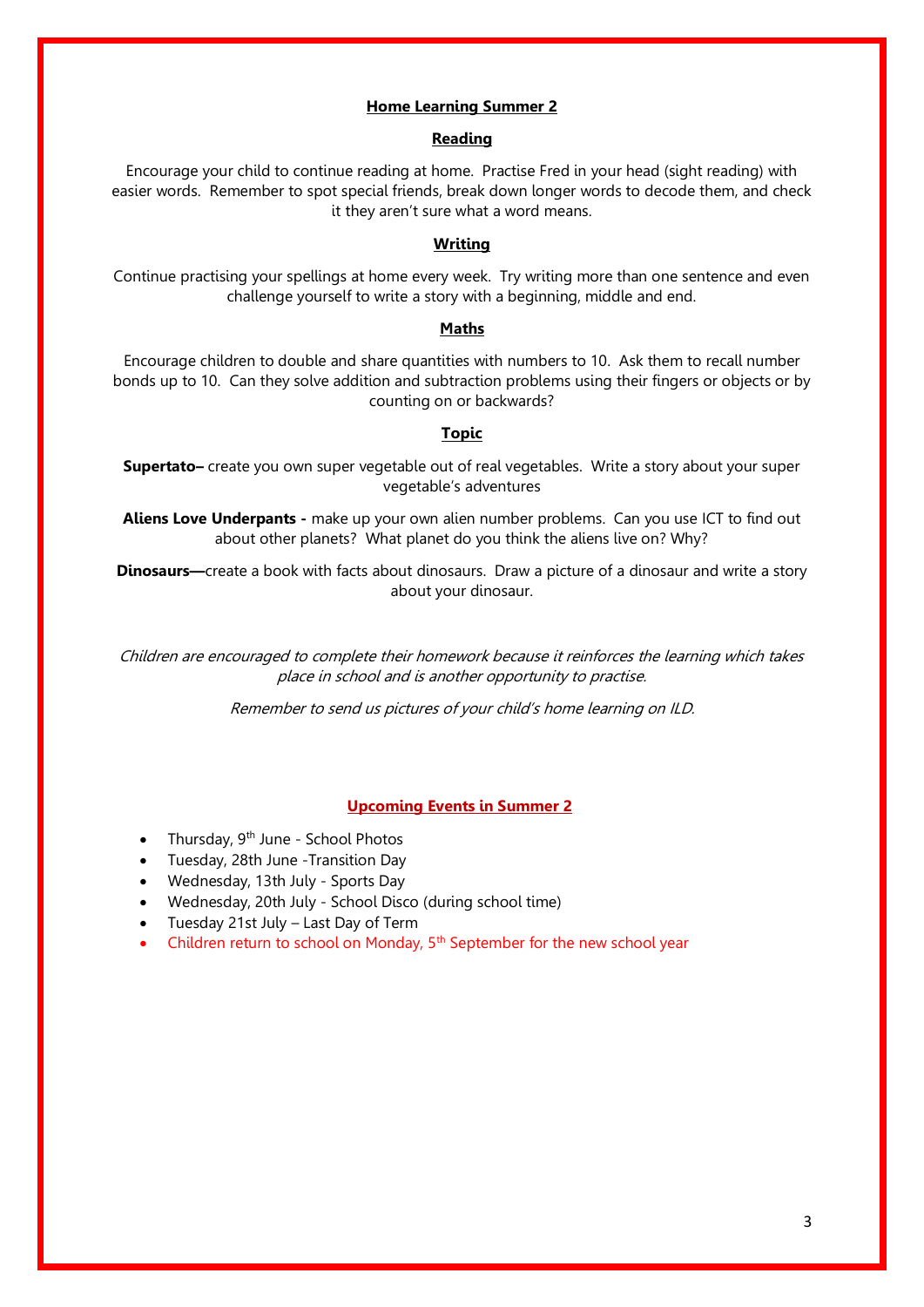## Home Learning Summer 2

### Reading

Encourage your child to continue reading at home. Practise Fred in your head (sight reading) with easier words. Remember to spot special friends, break down longer words to decode them, and check it they aren't sure what a word means.

### Writing

Continue practising your spellings at home every week. Try writing more than one sentence and even challenge yourself to write a story with a beginning, middle and end.

### Maths

Encourage children to double and share quantities with numbers to 10. Ask them to recall number bonds up to 10. Can they solve addition and subtraction problems using their fingers or objects or by counting on or backwards?

### Topic

**Supertato–** create you own super vegetable out of real vegetables. Write a story about your super vegetable's adventures

**Aliens Love Underpants -** make up your own alien number problems. Can you use ICT to find out about other planets? What planet do you think the aliens live on? Why?

**Dinosaurs—**create a book with facts about dinosaurs. Draw a picture of a dinosaur and write a story about your dinosaur.

*Children are encouraged to complete their homework because it reinforces the learning which takes place in school and is another opportunity to practise.*

*Remember to send us pictures of your child's home learning on ILD.*

## Upcoming Events in Summer 2

- Thursday, 9th June - School Photos
- Tuesday, 28th June -Transition Day
- Wednesday, 13th July - Sports Day
- Wednesday, 20th July - School Disco (during school time)
- Tuesday 21st July – Last Day of Term
- Children return to school on Monday, 5th September for the new school year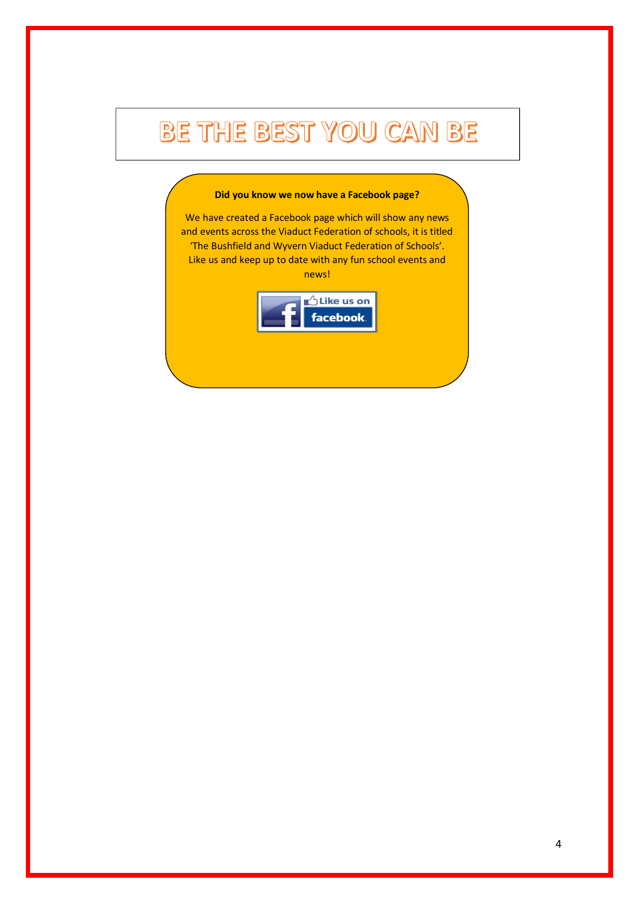# BE THE BEST YOU CAN BE

**Did you know we now have a Facebook page?**

We have created a Facebook page which will show any news and events across the Viaduct Federation of schools, it is titled 'The Bushfield and Wyvern Viaduct Federation of Schools'. Like us and keep up to date with any fun school events and news!

Like us on facebook